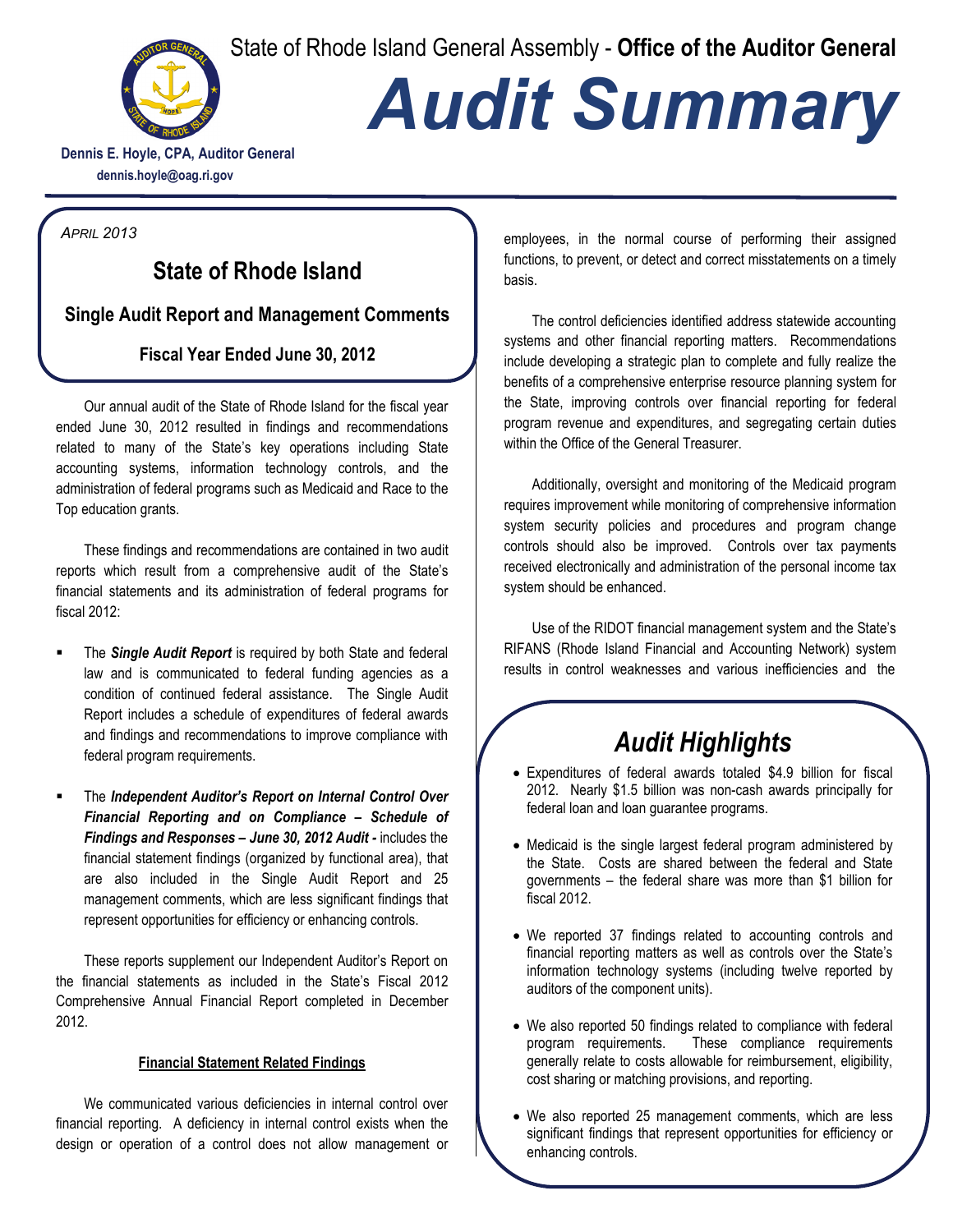State of Rhode Island General Assembly - **Office of the Auditor General**

# *Audit Summary*

**Dennis E. Hoyle, CPA, Auditor General**
**dennis.hoyle@oag.ri.gov**

*APRIL 2013*

## State of Rhode Island

### Single Audit Report and Management Comments

### Fiscal Year Ended June 30, 2012

Our annual audit of the State of Rhode Island for the fiscal year ended June 30, 2012 resulted in findings and recommendations related to many of the State's key operations including State accounting systems, information technology controls, and the administration of federal programs such as Medicaid and Race to the Top education grants.

These findings and recommendations are contained in two audit reports which result from a comprehensive audit of the State's financial statements and its administration of federal programs for fiscal 2012:

- The ***Single Audit Report*** is required by both State and federal law and is communicated to federal funding agencies as a condition of continued federal assistance. The Single Audit Report includes a schedule of expenditures of federal awards and findings and recommendations to improve compliance with federal program requirements.
- The ***Independent Auditor's Report on Internal Control Over Financial Reporting and on Compliance – Schedule of Findings and Responses – June 30, 2012 Audit -*** includes the financial statement findings (organized by functional area), that are also included in the Single Audit Report and 25 management comments, which are less significant findings that represent opportunities for efficiency or enhancing controls.

These reports supplement our Independent Auditor's Report on the financial statements as included in the State's Fiscal 2012 Comprehensive Annual Financial Report completed in December 2012.

#### Financial Statement Related Findings

We communicated various deficiencies in internal control over financial reporting. A deficiency in internal control exists when the design or operation of a control does not allow management or employees, in the normal course of performing their assigned functions, to prevent, or detect and correct misstatements on a timely basis.

The control deficiencies identified address statewide accounting systems and other financial reporting matters. Recommendations include developing a strategic plan to complete and fully realize the benefits of a comprehensive enterprise resource planning system for the State, improving controls over financial reporting for federal program revenue and expenditures, and segregating certain duties within the Office of the General Treasurer.

Additionally, oversight and monitoring of the Medicaid program requires improvement while monitoring of comprehensive information system security policies and procedures and program change controls should also be improved. Controls over tax payments received electronically and administration of the personal income tax system should be enhanced.

Use of the RIDOT financial management system and the State's RIFANS (Rhode Island Financial and Accounting Network) system results in control weaknesses and various inefficiencies and the

## *Audit Highlights*

- Expenditures of federal awards totaled $4.9 billion for fiscal 2012. Nearly $1.5 billion was non-cash awards principally for federal loan and loan guarantee programs.
- Medicaid is the single largest federal program administered by the State. Costs are shared between the federal and State governments – the federal share was more than $1 billion for fiscal 2012.
- We reported 37 findings related to accounting controls and financial reporting matters as well as controls over the State's information technology systems (including twelve reported by auditors of the component units).
- We also reported 50 findings related to compliance with federal program requirements. These compliance requirements generally relate to costs allowable for reimbursement, eligibility, cost sharing or matching provisions, and reporting.
- We also reported 25 management comments, which are less significant findings that represent opportunities for efficiency or enhancing controls.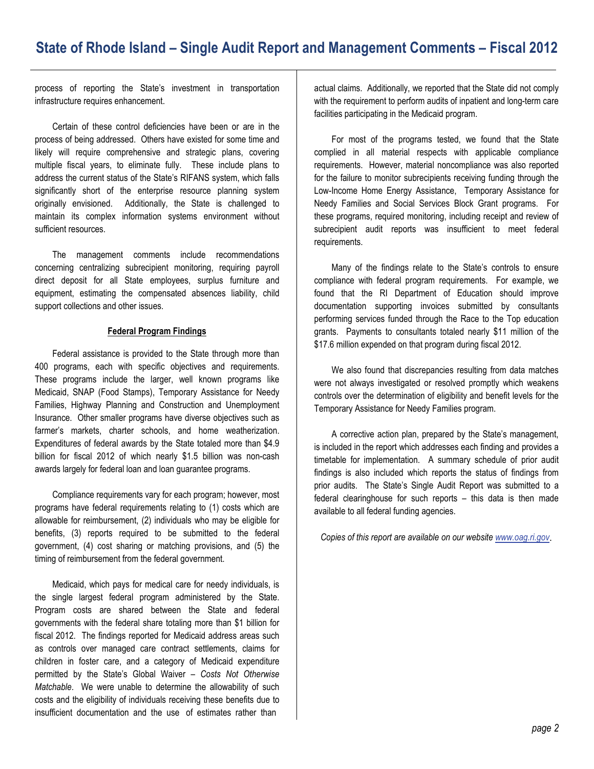process of reporting the State's investment in transportation infrastructure requires enhancement.

Certain of these control deficiencies have been or are in the process of being addressed. Others have existed for some time and likely will require comprehensive and strategic plans, covering multiple fiscal years, to eliminate fully. These include plans to address the current status of the State's RIFANS system, which falls significantly short of the enterprise resource planning system originally envisioned. Additionally, the State is challenged to maintain its complex information systems environment without sufficient resources.

The management comments include recommendations concerning centralizing subrecipient monitoring, requiring payroll direct deposit for all State employees, surplus furniture and equipment, estimating the compensated absences liability, child support collections and other issues.

## Federal Program Findings

Federal assistance is provided to the State through more than 400 programs, each with specific objectives and requirements. These programs include the larger, well known programs like Medicaid, SNAP (Food Stamps), Temporary Assistance for Needy Families, Highway Planning and Construction and Unemployment Insurance. Other smaller programs have diverse objectives such as farmer's markets, charter schools, and home weatherization. Expenditures of federal awards by the State totaled more than $4.9 billion for fiscal 2012 of which nearly $1.5 billion was non-cash awards largely for federal loan and loan guarantee programs.

Compliance requirements vary for each program; however, most programs have federal requirements relating to (1) costs which are allowable for reimbursement, (2) individuals who may be eligible for benefits, (3) reports required to be submitted to the federal government, (4) cost sharing or matching provisions, and (5) the timing of reimbursement from the federal government.

Medicaid, which pays for medical care for needy individuals, is the single largest federal program administered by the State. Program costs are shared between the State and federal governments with the federal share totaling more than $1 billion for fiscal 2012. The findings reported for Medicaid address areas such as controls over managed care contract settlements, claims for children in foster care, and a category of Medicaid expenditure permitted by the State's Global Waiver – *Costs Not Otherwise Matchable*. We were unable to determine the allowability of such costs and the eligibility of individuals receiving these benefits due to insufficient documentation and the use of estimates rather than actual claims. Additionally, we reported that the State did not comply with the requirement to perform audits of inpatient and long-term care facilities participating in the Medicaid program.

For most of the programs tested, we found that the State complied in all material respects with applicable compliance requirements. However, material noncompliance was also reported for the failure to monitor subrecipients receiving funding through the Low-Income Home Energy Assistance, Temporary Assistance for Needy Families and Social Services Block Grant programs. For these programs, required monitoring, including receipt and review of subrecipient audit reports was insufficient to meet federal requirements.

Many of the findings relate to the State's controls to ensure compliance with federal program requirements. For example, we found that the RI Department of Education should improve documentation supporting invoices submitted by consultants performing services funded through the Race to the Top education grants. Payments to consultants totaled nearly $11 million of the $17.6 million expended on that program during fiscal 2012.

We also found that discrepancies resulting from data matches were not always investigated or resolved promptly which weakens controls over the determination of eligibility and benefit levels for the Temporary Assistance for Needy Families program.

A corrective action plan, prepared by the State's management, is included in the report which addresses each finding and provides a timetable for implementation. A summary schedule of prior audit findings is also included which reports the status of findings from prior audits. The State's Single Audit Report was submitted to a federal clearinghouse for such reports – this data is then made available to all federal funding agencies.

*Copies of this report are available on our website www.oag.ri.gov.*